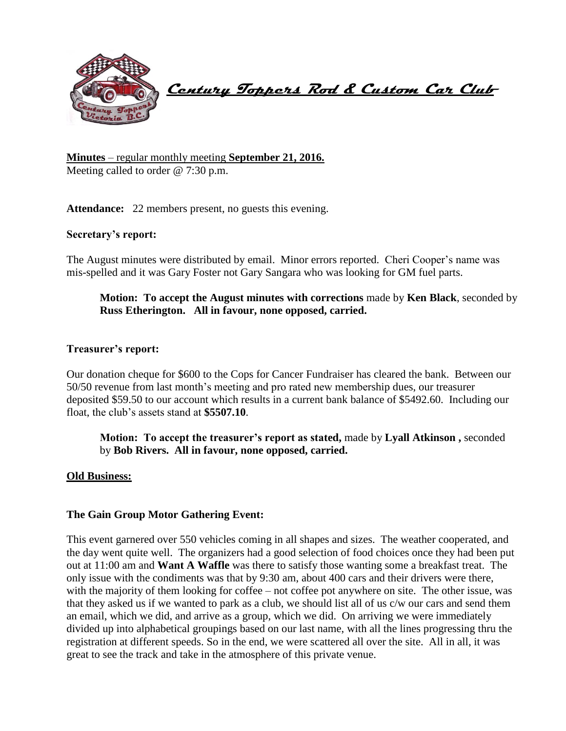# *Century Toppers Rod & Custom Car Club*

**Minutes** – regular monthly meeting **September 21, 2016.**
Meeting called to order @ 7:30 p.m.

**Attendance:** 22 members present, no guests this evening.

**Secretary's report:**

The August minutes were distributed by email. Minor errors reported. Cheri Cooper's name was mis-spelled and it was Gary Foster not Gary Sangara who was looking for GM fuel parts.

> **Motion: To accept the August minutes with corrections** made by **Ken Black**, seconded by **Russ Etherington. All in favour, none opposed, carried.**

**Treasurer's report:**

Our donation cheque for $600 to the Cops for Cancer Fundraiser has cleared the bank. Between our 50/50 revenue from last month's meeting and pro rated new membership dues, our treasurer deposited $59.50 to our account which results in a current bank balance of $5492.60. Including our float, the club's assets stand at **$5507.10**.

> **Motion: To accept the treasurer's report as stated,** made by **Lyall Atkinson ,** seconded by **Bob Rivers. All in favour, none opposed, carried.**

## **Old Business:**

**The Gain Group Motor Gathering Event:**

This event garnered over 550 vehicles coming in all shapes and sizes. The weather cooperated, and the day went quite well. The organizers had a good selection of food choices once they had been put out at 11:00 am and **Want A Waffle** was there to satisfy those wanting some a breakfast treat. The only issue with the condiments was that by 9:30 am, about 400 cars and their drivers were there, with the majority of them looking for coffee – not coffee pot anywhere on site. The other issue, was that they asked us if we wanted to park as a club, we should list all of us c/w our cars and send them an email, which we did, and arrive as a group, which we did. On arriving we were immediately divided up into alphabetical groupings based on our last name, with all the lines progressing thru the registration at different speeds. So in the end, we were scattered all over the site. All in all, it was great to see the track and take in the atmosphere of this private venue.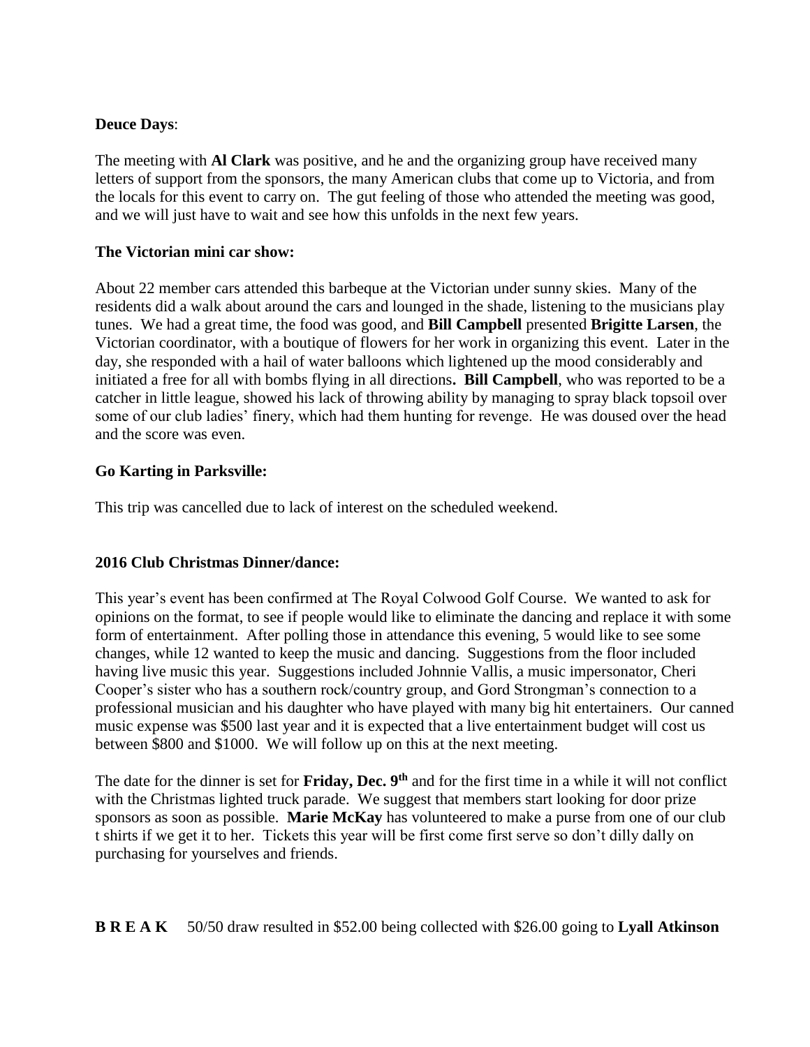**Deuce Days**:

The meeting with **Al Clark** was positive, and he and the organizing group have received many letters of support from the sponsors, the many American clubs that come up to Victoria, and from the locals for this event to carry on. The gut feeling of those who attended the meeting was good, and we will just have to wait and see how this unfolds in the next few years.

**The Victorian mini car show:**

About 22 member cars attended this barbeque at the Victorian under sunny skies. Many of the residents did a walk about around the cars and lounged in the shade, listening to the musicians play tunes. We had a great time, the food was good, and **Bill Campbell** presented **Brigitte Larsen**, the Victorian coordinator, with a boutique of flowers for her work in organizing this event. Later in the day, she responded with a hail of water balloons which lightened up the mood considerably and initiated a free for all with bombs flying in all directions**.** **Bill Campbell**, who was reported to be a catcher in little league, showed his lack of throwing ability by managing to spray black topsoil over some of our club ladies' finery, which had them hunting for revenge. He was doused over the head and the score was even.

**Go Karting in Parksville:**

This trip was cancelled due to lack of interest on the scheduled weekend.

**2016 Club Christmas Dinner/dance:**

This year's event has been confirmed at The Royal Colwood Golf Course. We wanted to ask for opinions on the format, to see if people would like to eliminate the dancing and replace it with some form of entertainment. After polling those in attendance this evening, 5 would like to see some changes, while 12 wanted to keep the music and dancing. Suggestions from the floor included having live music this year. Suggestions included Johnnie Vallis, a music impersonator, Cheri Cooper's sister who has a southern rock/country group, and Gord Strongman's connection to a professional musician and his daughter who have played with many big hit entertainers. Our canned music expense was $500 last year and it is expected that a live entertainment budget will cost us between $800 and $1000. We will follow up on this at the next meeting.

The date for the dinner is set for **Friday, Dec. 9th** and for the first time in a while it will not conflict with the Christmas lighted truck parade. We suggest that members start looking for door prize sponsors as soon as possible. **Marie McKay** has volunteered to make a purse from one of our club t shirts if we get it to her. Tickets this year will be first come first serve so don't dilly dally on purchasing for yourselves and friends.

**B R E A K** 50/50 draw resulted in $52.00 being collected with $26.00 going to **Lyall Atkinson**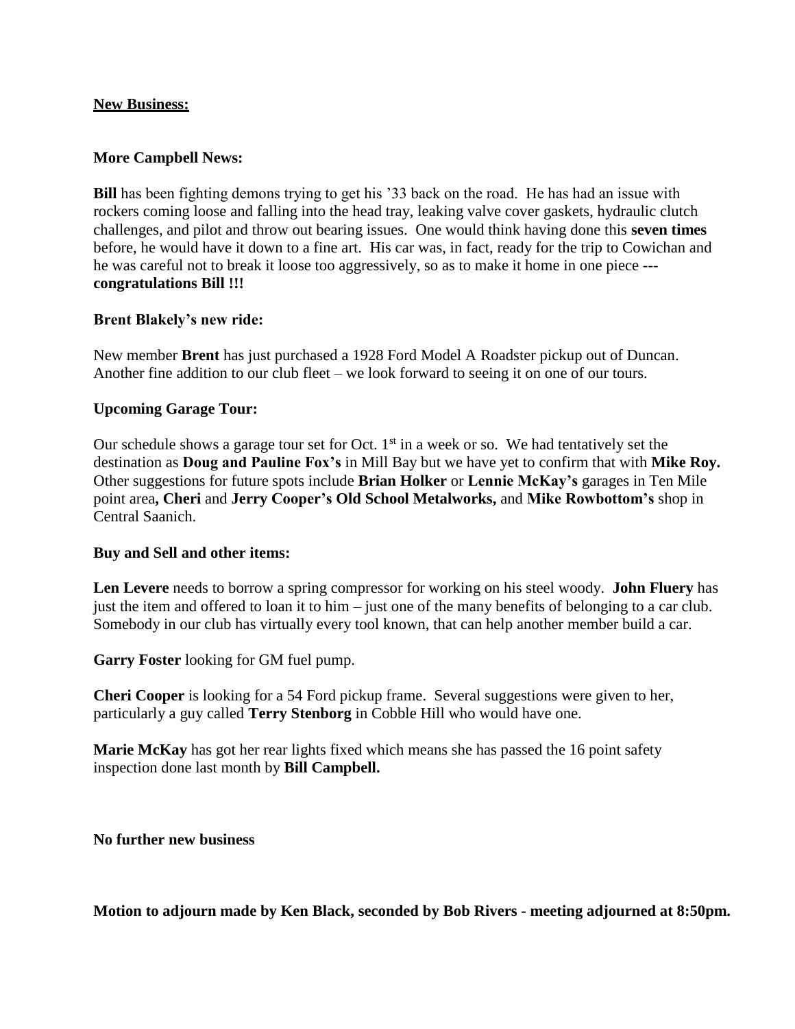**New Business:**

**More Campbell News:**

**Bill** has been fighting demons trying to get his '33 back on the road. He has had an issue with rockers coming loose and falling into the head tray, leaking valve cover gaskets, hydraulic clutch challenges, and pilot and throw out bearing issues. One would think having done this **seven times** before, he would have it down to a fine art. His car was, in fact, ready for the trip to Cowichan and he was careful not to break it loose too aggressively, so as to make it home in one piece --- **congratulations Bill !!!**

**Brent Blakely's new ride:**

New member **Brent** has just purchased a 1928 Ford Model A Roadster pickup out of Duncan. Another fine addition to our club fleet – we look forward to seeing it on one of our tours.

**Upcoming Garage Tour:**

Our schedule shows a garage tour set for Oct. 1st in a week or so. We had tentatively set the destination as **Doug and Pauline Fox's** in Mill Bay but we have yet to confirm that with **Mike Roy.** Other suggestions for future spots include **Brian Holker** or **Lennie McKay's** garages in Ten Mile point area**, Cheri** and **Jerry Cooper's Old School Metalworks,** and **Mike Rowbottom's** shop in Central Saanich.

**Buy and Sell and other items:**

**Len Levere** needs to borrow a spring compressor for working on his steel woody. **John Fluery** has just the item and offered to loan it to him – just one of the many benefits of belonging to a car club. Somebody in our club has virtually every tool known, that can help another member build a car.

**Garry Foster** looking for GM fuel pump.

**Cheri Cooper** is looking for a 54 Ford pickup frame. Several suggestions were given to her, particularly a guy called **Terry Stenborg** in Cobble Hill who would have one.

**Marie McKay** has got her rear lights fixed which means she has passed the 16 point safety inspection done last month by **Bill Campbell.**

**No further new business**

**Motion to adjourn made by Ken Black, seconded by Bob Rivers - meeting adjourned at 8:50pm.**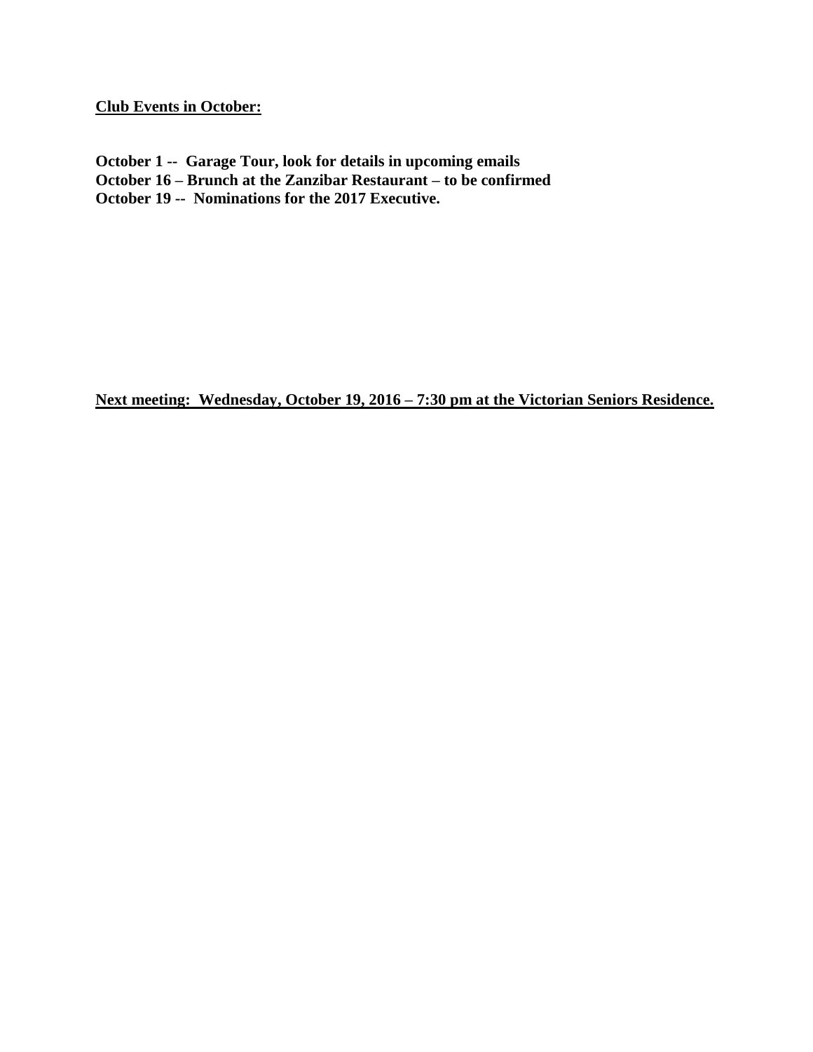**Club Events in October:**

**October 1 -- Garage Tour, look for details in upcoming emails**
**October 16 – Brunch at the Zanzibar Restaurant – to be confirmed**
**October 19 -- Nominations for the 2017 Executive.**

**Next meeting: Wednesday, October 19, 2016 – 7:30 pm at the Victorian Seniors Residence.**